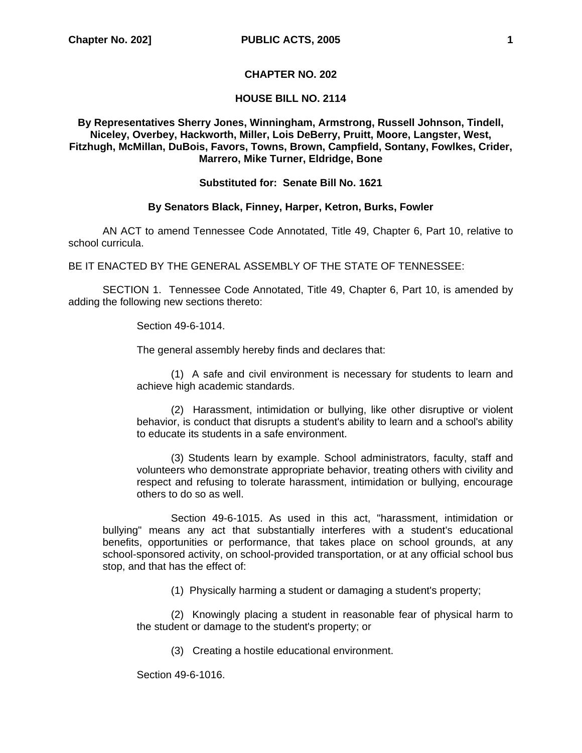# CHAPTER NO. 202

## HOUSE BILL NO. 2114

**By Representatives Sherry Jones, Winningham, Armstrong, Russell Johnson, Tindell, Niceley, Overbey, Hackworth, Miller, Lois DeBerry, Pruitt, Moore, Langster, West, Fitzhugh, McMillan, DuBois, Favors, Towns, Brown, Campfield, Sontany, Fowlkes, Crider, Marrero, Mike Turner, Eldridge, Bone**

**Substituted for: Senate Bill No. 1621**

**By Senators Black, Finney, Harper, Ketron, Burks, Fowler**

AN ACT to amend Tennessee Code Annotated, Title 49, Chapter 6, Part 10, relative to school curricula.

BE IT ENACTED BY THE GENERAL ASSEMBLY OF THE STATE OF TENNESSEE:

SECTION 1. Tennessee Code Annotated, Title 49, Chapter 6, Part 10, is amended by adding the following new sections thereto:

Section 49-6-1014.

The general assembly hereby finds and declares that:

(1) A safe and civil environment is necessary for students to learn and achieve high academic standards.

(2) Harassment, intimidation or bullying, like other disruptive or violent behavior, is conduct that disrupts a student's ability to learn and a school's ability to educate its students in a safe environment.

(3) Students learn by example. School administrators, faculty, staff and volunteers who demonstrate appropriate behavior, treating others with civility and respect and refusing to tolerate harassment, intimidation or bullying, encourage others to do so as well.

Section 49-6-1015. As used in this act, "harassment, intimidation or bullying" means any act that substantially interferes with a student's educational benefits, opportunities or performance, that takes place on school grounds, at any school-sponsored activity, on school-provided transportation, or at any official school bus stop, and that has the effect of:

(1) Physically harming a student or damaging a student's property;

(2) Knowingly placing a student in reasonable fear of physical harm to the student or damage to the student's property; or

(3) Creating a hostile educational environment.

Section 49-6-1016.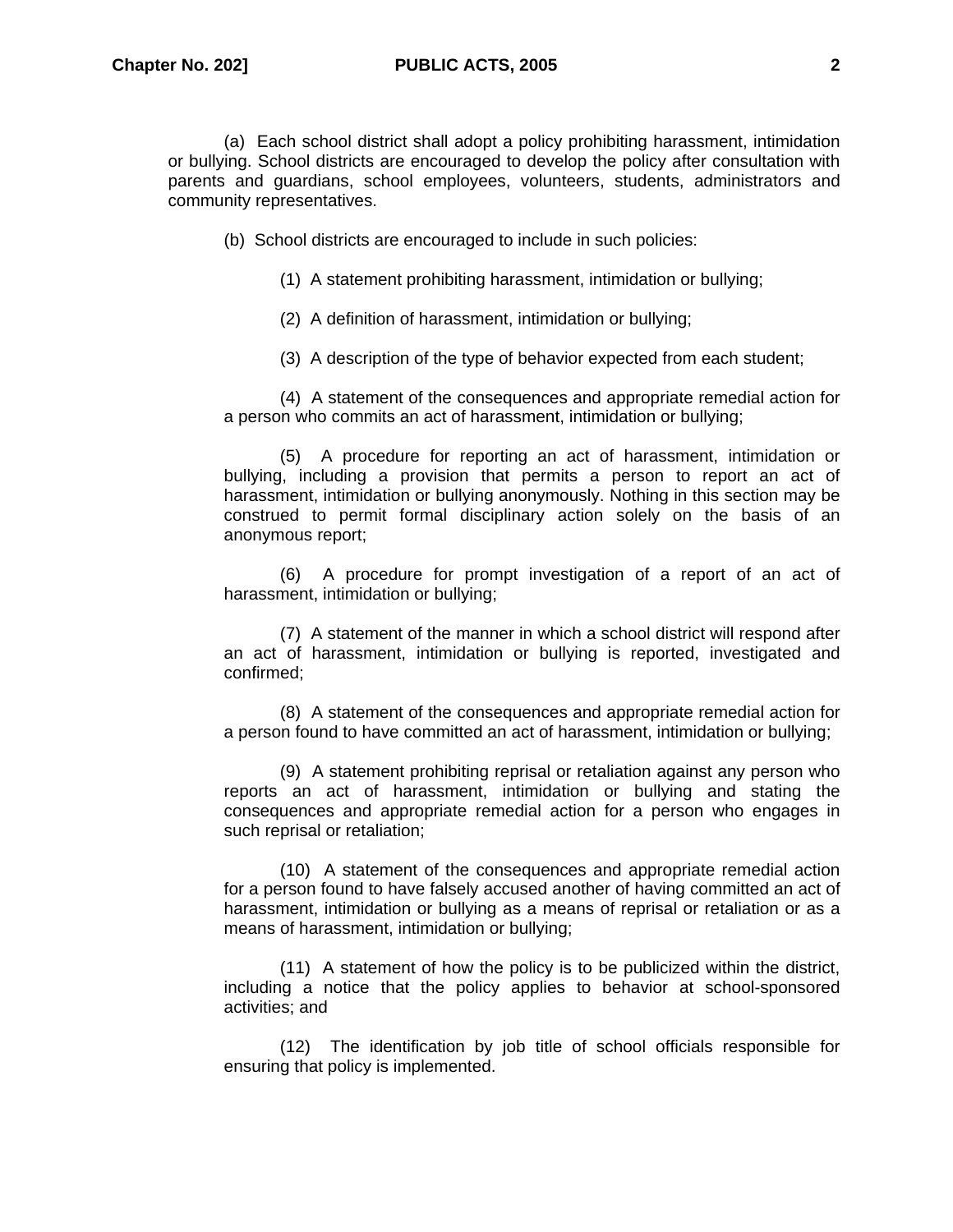(a) Each school district shall adopt a policy prohibiting harassment, intimidation or bullying. School districts are encouraged to develop the policy after consultation with parents and guardians, school employees, volunteers, students, administrators and community representatives.

(b) School districts are encouraged to include in such policies:

(1) A statement prohibiting harassment, intimidation or bullying;

(2) A definition of harassment, intimidation or bullying;

(3) A description of the type of behavior expected from each student;

(4) A statement of the consequences and appropriate remedial action for a person who commits an act of harassment, intimidation or bullying;

(5) A procedure for reporting an act of harassment, intimidation or bullying, including a provision that permits a person to report an act of harassment, intimidation or bullying anonymously. Nothing in this section may be construed to permit formal disciplinary action solely on the basis of an anonymous report;

(6) A procedure for prompt investigation of a report of an act of harassment, intimidation or bullying;

(7) A statement of the manner in which a school district will respond after an act of harassment, intimidation or bullying is reported, investigated and confirmed;

(8) A statement of the consequences and appropriate remedial action for a person found to have committed an act of harassment, intimidation or bullying;

(9) A statement prohibiting reprisal or retaliation against any person who reports an act of harassment, intimidation or bullying and stating the consequences and appropriate remedial action for a person who engages in such reprisal or retaliation;

(10) A statement of the consequences and appropriate remedial action for a person found to have falsely accused another of having committed an act of harassment, intimidation or bullying as a means of reprisal or retaliation or as a means of harassment, intimidation or bullying;

(11) A statement of how the policy is to be publicized within the district, including a notice that the policy applies to behavior at school-sponsored activities; and

(12) The identification by job title of school officials responsible for ensuring that policy is implemented.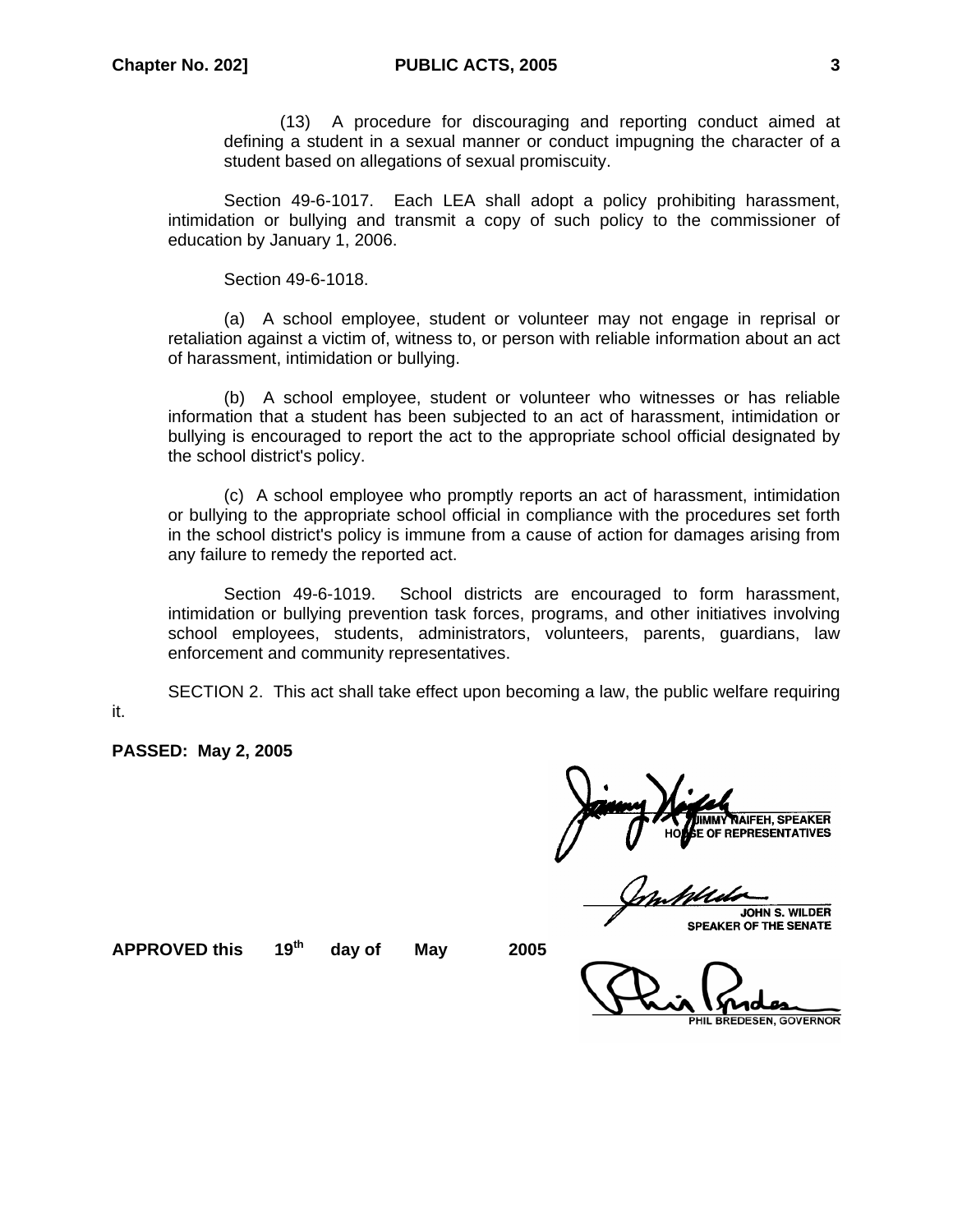(13) A procedure for discouraging and reporting conduct aimed at defining a student in a sexual manner or conduct impugning the character of a student based on allegations of sexual promiscuity.

Section 49-6-1017. Each LEA shall adopt a policy prohibiting harassment, intimidation or bullying and transmit a copy of such policy to the commissioner of education by January 1, 2006.

Section 49-6-1018.

(a) A school employee, student or volunteer may not engage in reprisal or retaliation against a victim of, witness to, or person with reliable information about an act of harassment, intimidation or bullying.

(b) A school employee, student or volunteer who witnesses or has reliable information that a student has been subjected to an act of harassment, intimidation or bullying is encouraged to report the act to the appropriate school official designated by the school district's policy.

(c) A school employee who promptly reports an act of harassment, intimidation or bullying to the appropriate school official in compliance with the procedures set forth in the school district's policy is immune from a cause of action for damages arising from any failure to remedy the reported act.

Section 49-6-1019. School districts are encouraged to form harassment, intimidation or bullying prevention task forces, programs, and other initiatives involving school employees, students, administrators, volunteers, parents, guardians, law enforcement and community representatives.

SECTION 2. This act shall take effect upon becoming a law, the public welfare requiring it.

**PASSED: May 2, 2005**

JIMMY NAIFEH, SPEAKER
HOUSE OF REPRESENTATIVES

JOHN S. WILDER
SPEAKER OF THE SENATE

**APPROVED this 19th day of May 2005**

PHIL BREDESEN, GOVERNOR